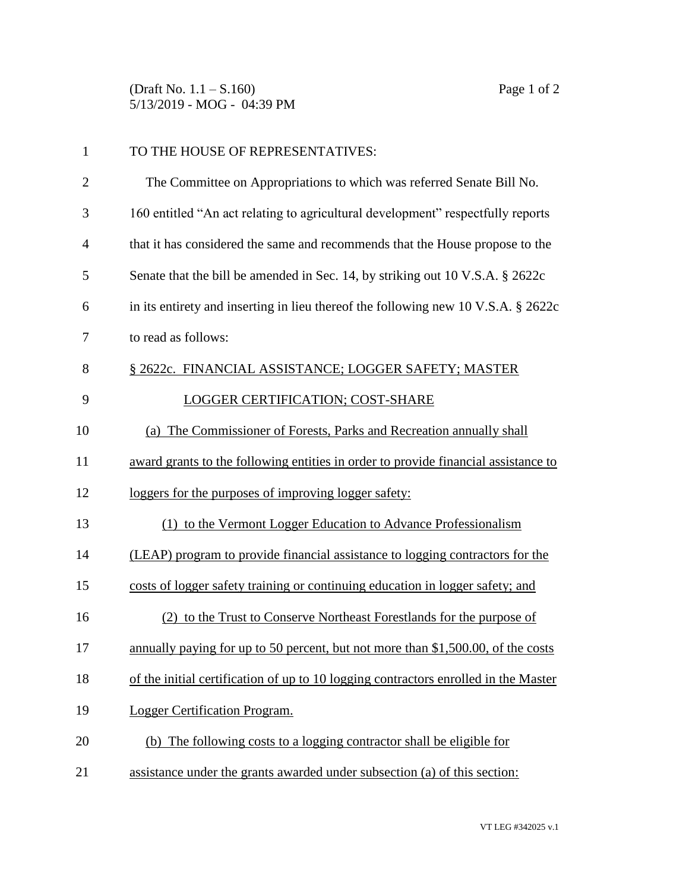(Draft No. 1.1 – S.160)
5/13/2019 - MOG - 04:39 PM

TO THE HOUSE OF REPRESENTATIVES:

The Committee on Appropriations to which was referred Senate Bill No. 160 entitled "An act relating to agricultural development" respectfully reports that it has considered the same and recommends that the House propose to the Senate that the bill be amended in Sec. 14, by striking out 10 V.S.A. § 2622c in its entirety and inserting in lieu thereof the following new 10 V.S.A. § 2622c to read as follows:

§ 2622c. FINANCIAL ASSISTANCE; LOGGER SAFETY; MASTER LOGGER CERTIFICATION; COST-SHARE

(a) The Commissioner of Forests, Parks and Recreation annually shall award grants to the following entities in order to provide financial assistance to loggers for the purposes of improving logger safety:

(1) to the Vermont Logger Education to Advance Professionalism (LEAP) program to provide financial assistance to logging contractors for the costs of logger safety training or continuing education in logger safety; and

(2) to the Trust to Conserve Northeast Forestlands for the purpose of annually paying for up to 50 percent, but not more than $1,500.00, of the costs of the initial certification of up to 10 logging contractors enrolled in the Master Logger Certification Program.

(b) The following costs to a logging contractor shall be eligible for assistance under the grants awarded under subsection (a) of this section:

VT LEG #342025 v.1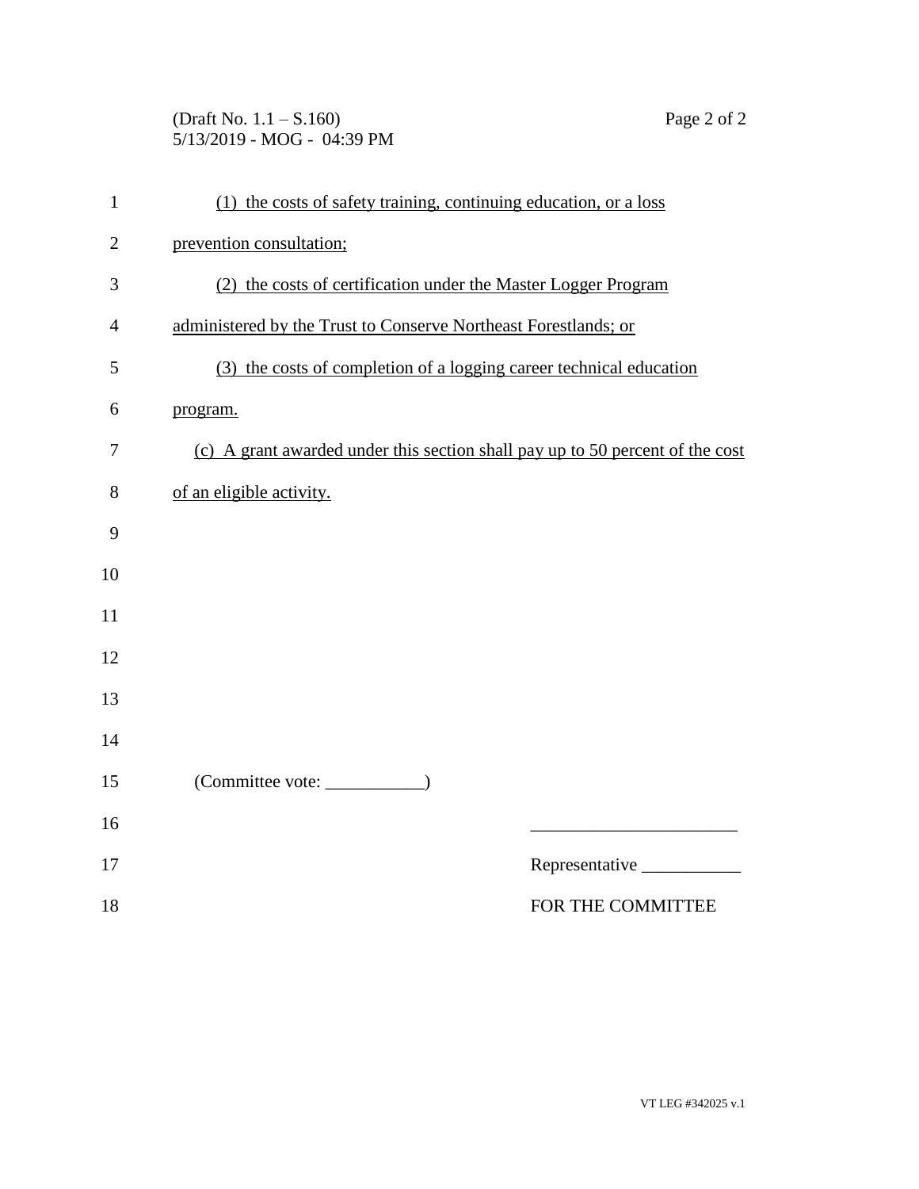(1) the costs of safety training, continuing education, or a loss prevention consultation;

(2) the costs of certification under the Master Logger Program administered by the Trust to Conserve Northeast Forestlands; or

(3) the costs of completion of a logging career technical education program.

(c) A grant awarded under this section shall pay up to 50 percent of the cost of an eligible activity.

(Committee vote: ___________)

_______________________

Representative ___________

FOR THE COMMITTEE